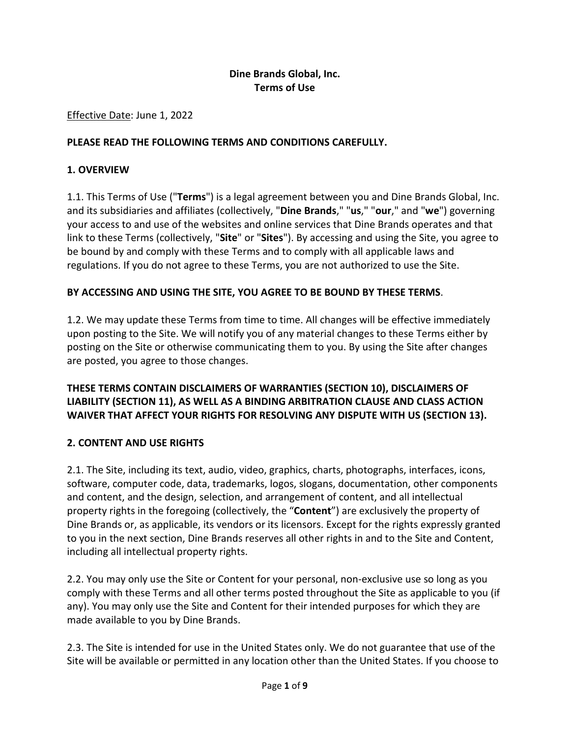# Dine Brands Global, Inc.
# Terms of Use

<u>Effective Date</u>: June 1, 2022

**PLEASE READ THE FOLLOWING TERMS AND CONDITIONS CAREFULLY.**

## 1. OVERVIEW

1.1. This Terms of Use ("**Terms**") is a legal agreement between you and Dine Brands Global, Inc. and its subsidiaries and affiliates (collectively, "**Dine Brands**," "**us**," "**our**," and "**we**") governing your access to and use of the websites and online services that Dine Brands operates and that link to these Terms (collectively, "**Site**" or "**Sites**"). By accessing and using the Site, you agree to be bound by and comply with these Terms and to comply with all applicable laws and regulations. If you do not agree to these Terms, you are not authorized to use the Site.

**BY ACCESSING AND USING THE SITE, YOU AGREE TO BE BOUND BY THESE TERMS**.

1.2. We may update these Terms from time to time. All changes will be effective immediately upon posting to the Site. We will notify you of any material changes to these Terms either by posting on the Site or otherwise communicating them to you. By using the Site after changes are posted, you agree to those changes.

**THESE TERMS CONTAIN DISCLAIMERS OF WARRANTIES (SECTION 10), DISCLAIMERS OF LIABILITY (SECTION 11), AS WELL AS A BINDING ARBITRATION CLAUSE AND CLASS ACTION WAIVER THAT AFFECT YOUR RIGHTS FOR RESOLVING ANY DISPUTE WITH US (SECTION 13).**

## 2. CONTENT AND USE RIGHTS

2.1. The Site, including its text, audio, video, graphics, charts, photographs, interfaces, icons, software, computer code, data, trademarks, logos, slogans, documentation, other components and content, and the design, selection, and arrangement of content, and all intellectual property rights in the foregoing (collectively, the "**Content**") are exclusively the property of Dine Brands or, as applicable, its vendors or its licensors. Except for the rights expressly granted to you in the next section, Dine Brands reserves all other rights in and to the Site and Content, including all intellectual property rights.

2.2. You may only use the Site or Content for your personal, non-exclusive use so long as you comply with these Terms and all other terms posted throughout the Site as applicable to you (if any). You may only use the Site and Content for their intended purposes for which they are made available to you by Dine Brands.

2.3. The Site is intended for use in the United States only. We do not guarantee that use of the Site will be available or permitted in any location other than the United States. If you choose to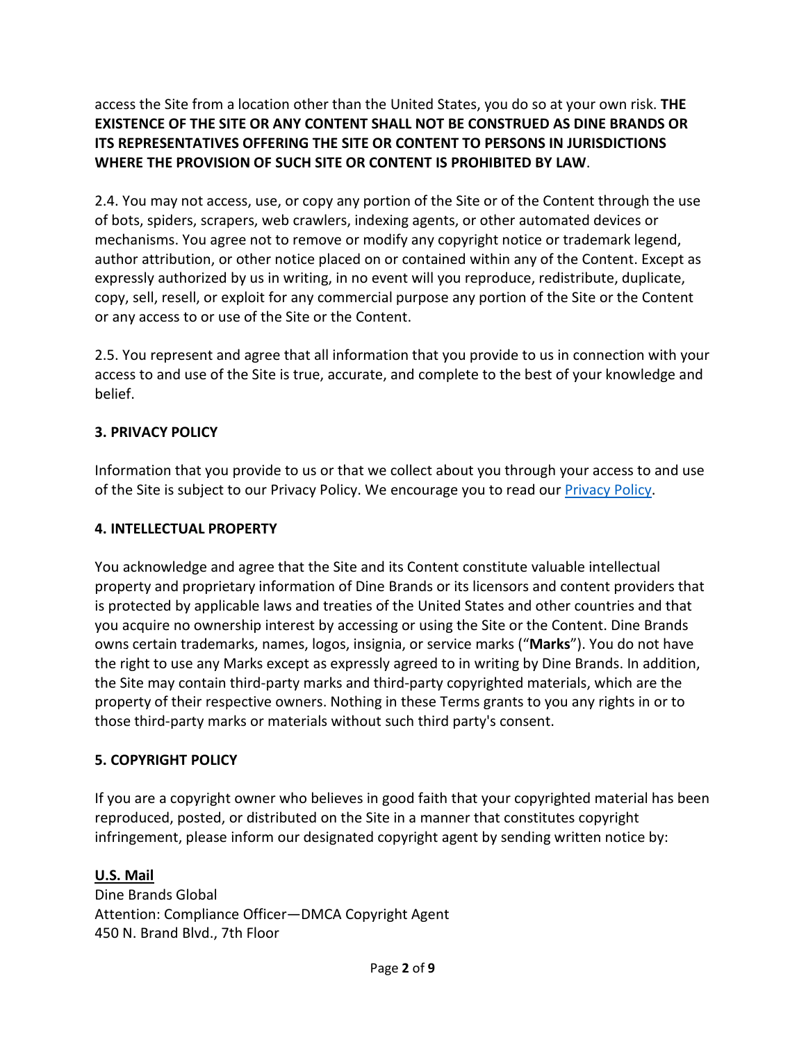access the Site from a location other than the United States, you do so at your own risk. **THE EXISTENCE OF THE SITE OR ANY CONTENT SHALL NOT BE CONSTRUED AS DINE BRANDS OR ITS REPRESENTATIVES OFFERING THE SITE OR CONTENT TO PERSONS IN JURISDICTIONS WHERE THE PROVISION OF SUCH SITE OR CONTENT IS PROHIBITED BY LAW**.

2.4. You may not access, use, or copy any portion of the Site or of the Content through the use of bots, spiders, scrapers, web crawlers, indexing agents, or other automated devices or mechanisms. You agree not to remove or modify any copyright notice or trademark legend, author attribution, or other notice placed on or contained within any of the Content. Except as expressly authorized by us in writing, in no event will you reproduce, redistribute, duplicate, copy, sell, resell, or exploit for any commercial purpose any portion of the Site or the Content or any access to or use of the Site or the Content.

2.5. You represent and agree that all information that you provide to us in connection with your access to and use of the Site is true, accurate, and complete to the best of your knowledge and belief.

## 3. PRIVACY POLICY

Information that you provide to us or that we collect about you through your access to and use of the Site is subject to our Privacy Policy. We encourage you to read our Privacy Policy.

## 4. INTELLECTUAL PROPERTY

You acknowledge and agree that the Site and its Content constitute valuable intellectual property and proprietary information of Dine Brands or its licensors and content providers that is protected by applicable laws and treaties of the United States and other countries and that you acquire no ownership interest by accessing or using the Site or the Content. Dine Brands owns certain trademarks, names, logos, insignia, or service marks ("**Marks**"). You do not have the right to use any Marks except as expressly agreed to in writing by Dine Brands. In addition, the Site may contain third-party marks and third-party copyrighted materials, which are the property of their respective owners. Nothing in these Terms grants to you any rights in or to those third-party marks or materials without such third party's consent.

## 5. COPYRIGHT POLICY

If you are a copyright owner who believes in good faith that your copyrighted material has been reproduced, posted, or distributed on the Site in a manner that constitutes copyright infringement, please inform our designated copyright agent by sending written notice by:

**U.S. Mail**
Dine Brands Global
Attention: Compliance Officer—DMCA Copyright Agent
450 N. Brand Blvd., 7th Floor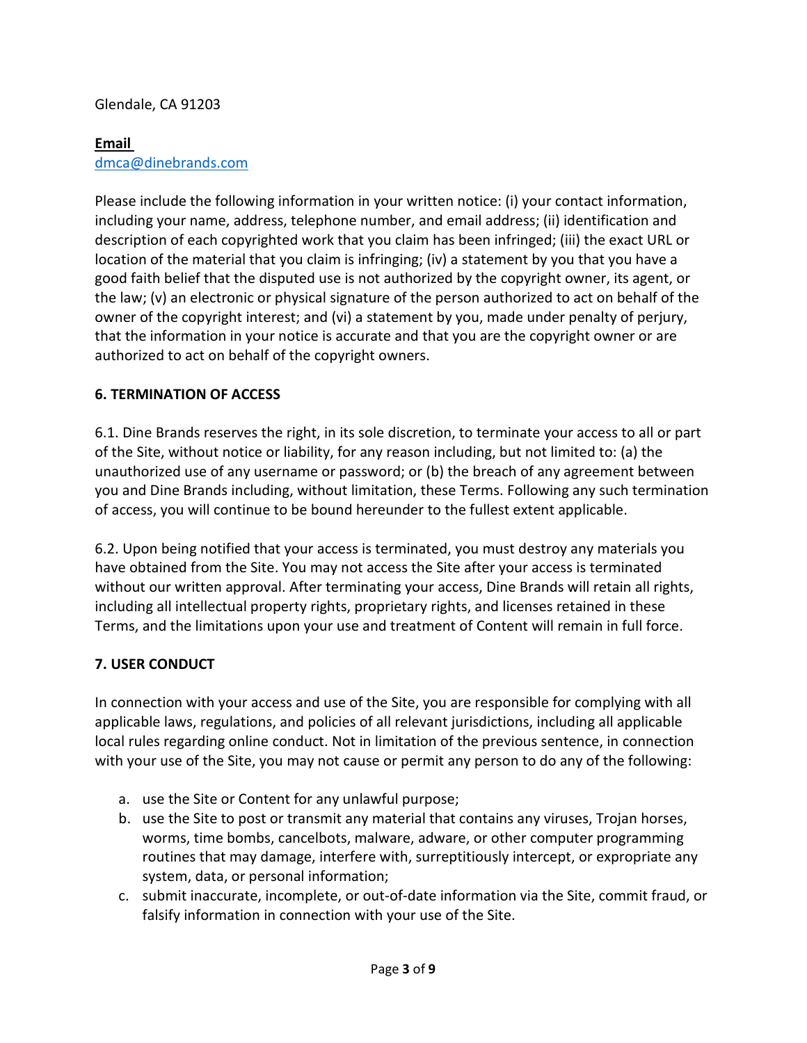Glendale, CA 91203

**Email**
dmca@dinebrands.com

Please include the following information in your written notice: (i) your contact information, including your name, address, telephone number, and email address; (ii) identification and description of each copyrighted work that you claim has been infringed; (iii) the exact URL or location of the material that you claim is infringing; (iv) a statement by you that you have a good faith belief that the disputed use is not authorized by the copyright owner, its agent, or the law; (v) an electronic or physical signature of the person authorized to act on behalf of the owner of the copyright interest; and (vi) a statement by you, made under penalty of perjury, that the information in your notice is accurate and that you are the copyright owner or are authorized to act on behalf of the copyright owners.

**6. TERMINATION OF ACCESS**

6.1. Dine Brands reserves the right, in its sole discretion, to terminate your access to all or part of the Site, without notice or liability, for any reason including, but not limited to: (a) the unauthorized use of any username or password; or (b) the breach of any agreement between you and Dine Brands including, without limitation, these Terms. Following any such termination of access, you will continue to be bound hereunder to the fullest extent applicable.

6.2. Upon being notified that your access is terminated, you must destroy any materials you have obtained from the Site. You may not access the Site after your access is terminated without our written approval. After terminating your access, Dine Brands will retain all rights, including all intellectual property rights, proprietary rights, and licenses retained in these Terms, and the limitations upon your use and treatment of Content will remain in full force.

**7. USER CONDUCT**

In connection with your access and use of the Site, you are responsible for complying with all applicable laws, regulations, and policies of all relevant jurisdictions, including all applicable local rules regarding online conduct. Not in limitation of the previous sentence, in connection with your use of the Site, you may not cause or permit any person to do any of the following:

a. use the Site or Content for any unlawful purpose;
b. use the Site to post or transmit any material that contains any viruses, Trojan horses, worms, time bombs, cancelbots, malware, adware, or other computer programming routines that may damage, interfere with, surreptitiously intercept, or expropriate any system, data, or personal information;
c. submit inaccurate, incomplete, or out-of-date information via the Site, commit fraud, or falsify information in connection with your use of the Site.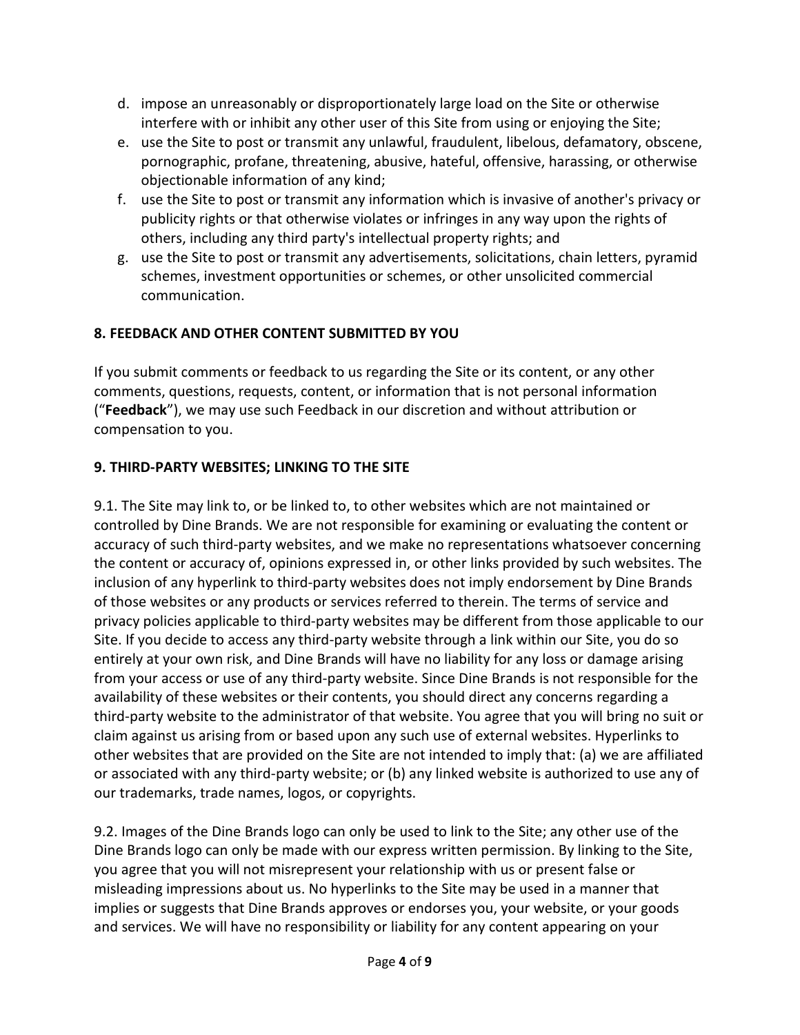d. impose an unreasonably or disproportionately large load on the Site or otherwise interfere with or inhibit any other user of this Site from using or enjoying the Site;
e. use the Site to post or transmit any unlawful, fraudulent, libelous, defamatory, obscene, pornographic, profane, threatening, abusive, hateful, offensive, harassing, or otherwise objectionable information of any kind;
f. use the Site to post or transmit any information which is invasive of another's privacy or publicity rights or that otherwise violates or infringes in any way upon the rights of others, including any third party's intellectual property rights; and
g. use the Site to post or transmit any advertisements, solicitations, chain letters, pyramid schemes, investment opportunities or schemes, or other unsolicited commercial communication.

**8. FEEDBACK AND OTHER CONTENT SUBMITTED BY YOU**

If you submit comments or feedback to us regarding the Site or its content, or any other comments, questions, requests, content, or information that is not personal information ("**Feedback**"), we may use such Feedback in our discretion and without attribution or compensation to you.

**9. THIRD-PARTY WEBSITES; LINKING TO THE SITE**

9.1. The Site may link to, or be linked to, to other websites which are not maintained or controlled by Dine Brands. We are not responsible for examining or evaluating the content or accuracy of such third-party websites, and we make no representations whatsoever concerning the content or accuracy of, opinions expressed in, or other links provided by such websites. The inclusion of any hyperlink to third-party websites does not imply endorsement by Dine Brands of those websites or any products or services referred to therein. The terms of service and privacy policies applicable to third-party websites may be different from those applicable to our Site. If you decide to access any third-party website through a link within our Site, you do so entirely at your own risk, and Dine Brands will have no liability for any loss or damage arising from your access or use of any third-party website. Since Dine Brands is not responsible for the availability of these websites or their contents, you should direct any concerns regarding a third-party website to the administrator of that website. You agree that you will bring no suit or claim against us arising from or based upon any such use of external websites. Hyperlinks to other websites that are provided on the Site are not intended to imply that: (a) we are affiliated or associated with any third-party website; or (b) any linked website is authorized to use any of our trademarks, trade names, logos, or copyrights.

9.2. Images of the Dine Brands logo can only be used to link to the Site; any other use of the Dine Brands logo can only be made with our express written permission. By linking to the Site, you agree that you will not misrepresent your relationship with us or present false or misleading impressions about us. No hyperlinks to the Site may be used in a manner that implies or suggests that Dine Brands approves or endorses you, your website, or your goods and services. We will have no responsibility or liability for any content appearing on your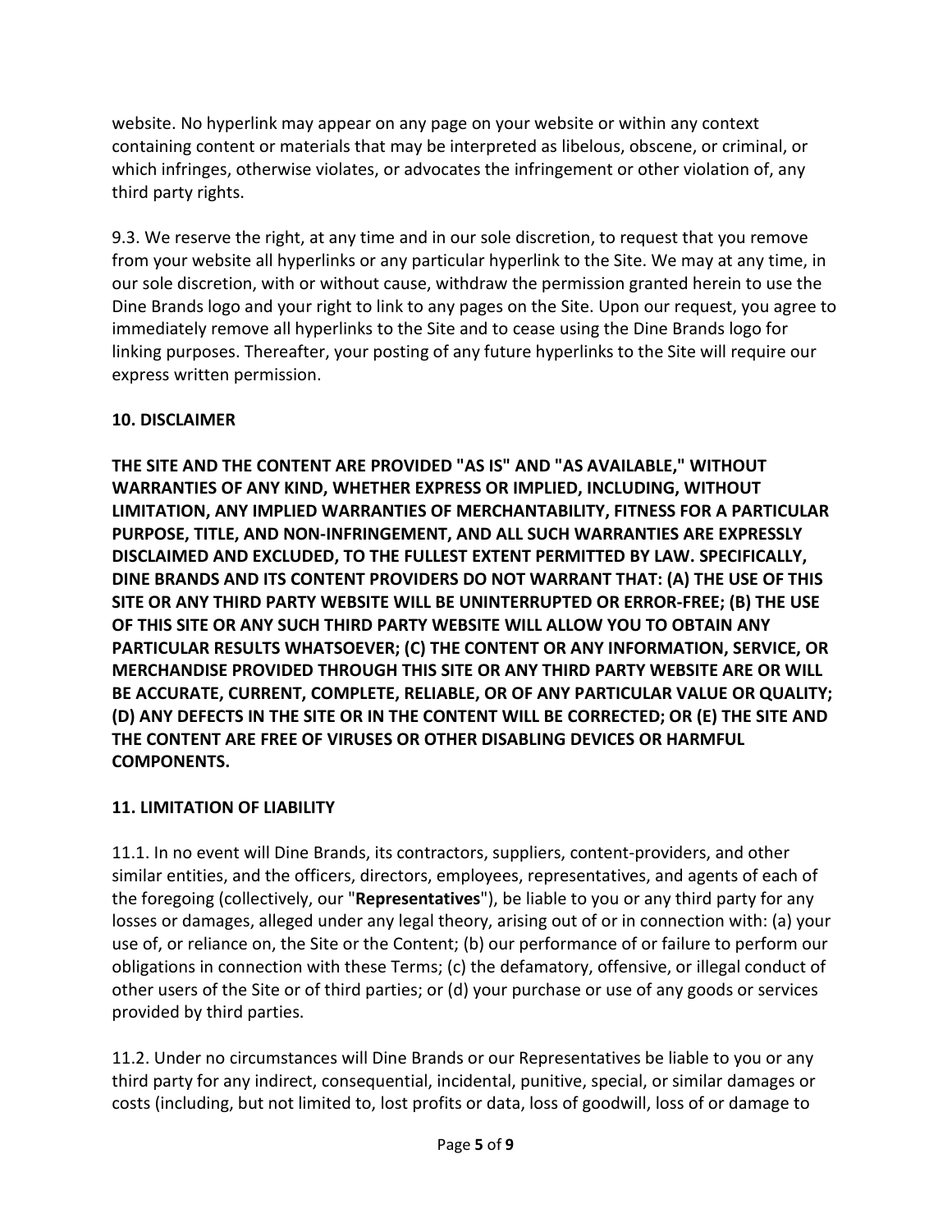website. No hyperlink may appear on any page on your website or within any context containing content or materials that may be interpreted as libelous, obscene, or criminal, or which infringes, otherwise violates, or advocates the infringement or other violation of, any third party rights.

9.3. We reserve the right, at any time and in our sole discretion, to request that you remove from your website all hyperlinks or any particular hyperlink to the Site. We may at any time, in our sole discretion, with or without cause, withdraw the permission granted herein to use the Dine Brands logo and your right to link to any pages on the Site. Upon our request, you agree to immediately remove all hyperlinks to the Site and to cease using the Dine Brands logo for linking purposes. Thereafter, your posting of any future hyperlinks to the Site will require our express written permission.

**10. DISCLAIMER**

**THE SITE AND THE CONTENT ARE PROVIDED "AS IS" AND "AS AVAILABLE," WITHOUT WARRANTIES OF ANY KIND, WHETHER EXPRESS OR IMPLIED, INCLUDING, WITHOUT LIMITATION, ANY IMPLIED WARRANTIES OF MERCHANTABILITY, FITNESS FOR A PARTICULAR PURPOSE, TITLE, AND NON-INFRINGEMENT, AND ALL SUCH WARRANTIES ARE EXPRESSLY DISCLAIMED AND EXCLUDED, TO THE FULLEST EXTENT PERMITTED BY LAW. SPECIFICALLY, DINE BRANDS AND ITS CONTENT PROVIDERS DO NOT WARRANT THAT: (A) THE USE OF THIS SITE OR ANY THIRD PARTY WEBSITE WILL BE UNINTERRUPTED OR ERROR-FREE; (B) THE USE OF THIS SITE OR ANY SUCH THIRD PARTY WEBSITE WILL ALLOW YOU TO OBTAIN ANY PARTICULAR RESULTS WHATSOEVER; (C) THE CONTENT OR ANY INFORMATION, SERVICE, OR MERCHANDISE PROVIDED THROUGH THIS SITE OR ANY THIRD PARTY WEBSITE ARE OR WILL BE ACCURATE, CURRENT, COMPLETE, RELIABLE, OR OF ANY PARTICULAR VALUE OR QUALITY; (D) ANY DEFECTS IN THE SITE OR IN THE CONTENT WILL BE CORRECTED; OR (E) THE SITE AND THE CONTENT ARE FREE OF VIRUSES OR OTHER DISABLING DEVICES OR HARMFUL COMPONENTS.**

**11. LIMITATION OF LIABILITY**

11.1. In no event will Dine Brands, its contractors, suppliers, content-providers, and other similar entities, and the officers, directors, employees, representatives, and agents of each of the foregoing (collectively, our "**Representatives**"), be liable to you or any third party for any losses or damages, alleged under any legal theory, arising out of or in connection with: (a) your use of, or reliance on, the Site or the Content; (b) our performance of or failure to perform our obligations in connection with these Terms; (c) the defamatory, offensive, or illegal conduct of other users of the Site or of third parties; or (d) your purchase or use of any goods or services provided by third parties.

11.2. Under no circumstances will Dine Brands or our Representatives be liable to you or any third party for any indirect, consequential, incidental, punitive, special, or similar damages or costs (including, but not limited to, lost profits or data, loss of goodwill, loss of or damage to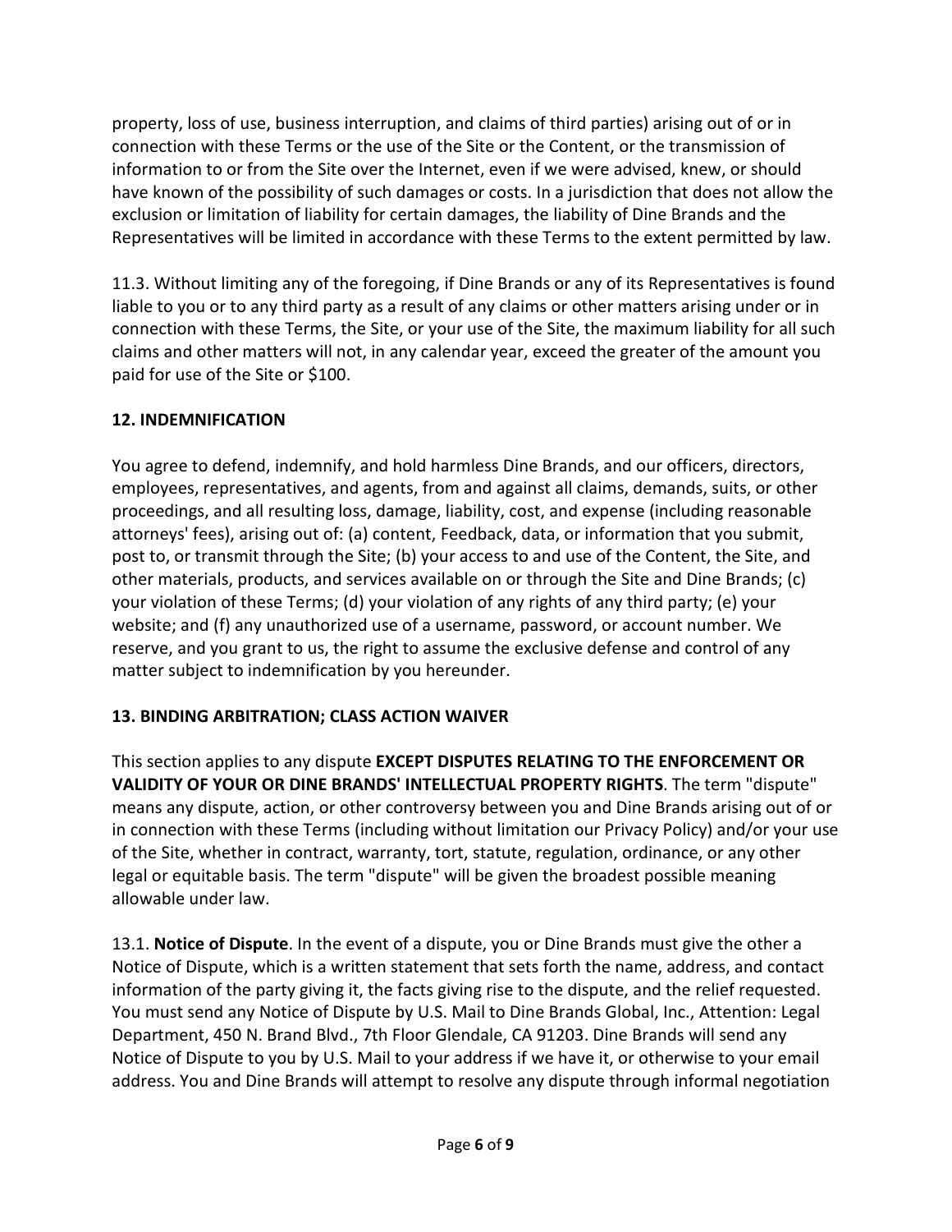property, loss of use, business interruption, and claims of third parties) arising out of or in connection with these Terms or the use of the Site or the Content, or the transmission of information to or from the Site over the Internet, even if we were advised, knew, or should have known of the possibility of such damages or costs. In a jurisdiction that does not allow the exclusion or limitation of liability for certain damages, the liability of Dine Brands and the Representatives will be limited in accordance with these Terms to the extent permitted by law.

11.3. Without limiting any of the foregoing, if Dine Brands or any of its Representatives is found liable to you or to any third party as a result of any claims or other matters arising under or in connection with these Terms, the Site, or your use of the Site, the maximum liability for all such claims and other matters will not, in any calendar year, exceed the greater of the amount you paid for use of the Site or $100.

**12. INDEMNIFICATION**

You agree to defend, indemnify, and hold harmless Dine Brands, and our officers, directors, employees, representatives, and agents, from and against all claims, demands, suits, or other proceedings, and all resulting loss, damage, liability, cost, and expense (including reasonable attorneys' fees), arising out of: (a) content, Feedback, data, or information that you submit, post to, or transmit through the Site; (b) your access to and use of the Content, the Site, and other materials, products, and services available on or through the Site and Dine Brands; (c) your violation of these Terms; (d) your violation of any rights of any third party; (e) your website; and (f) any unauthorized use of a username, password, or account number. We reserve, and you grant to us, the right to assume the exclusive defense and control of any matter subject to indemnification by you hereunder.

**13. BINDING ARBITRATION; CLASS ACTION WAIVER**

This section applies to any dispute **EXCEPT DISPUTES RELATING TO THE ENFORCEMENT OR VALIDITY OF YOUR OR DINE BRANDS' INTELLECTUAL PROPERTY RIGHTS**. The term "dispute" means any dispute, action, or other controversy between you and Dine Brands arising out of or in connection with these Terms (including without limitation our Privacy Policy) and/or your use of the Site, whether in contract, warranty, tort, statute, regulation, ordinance, or any other legal or equitable basis. The term "dispute" will be given the broadest possible meaning allowable under law.

13.1. **Notice of Dispute**. In the event of a dispute, you or Dine Brands must give the other a Notice of Dispute, which is a written statement that sets forth the name, address, and contact information of the party giving it, the facts giving rise to the dispute, and the relief requested. You must send any Notice of Dispute by U.S. Mail to Dine Brands Global, Inc., Attention: Legal Department, 450 N. Brand Blvd., 7th Floor Glendale, CA 91203. Dine Brands will send any Notice of Dispute to you by U.S. Mail to your address if we have it, or otherwise to your email address. You and Dine Brands will attempt to resolve any dispute through informal negotiation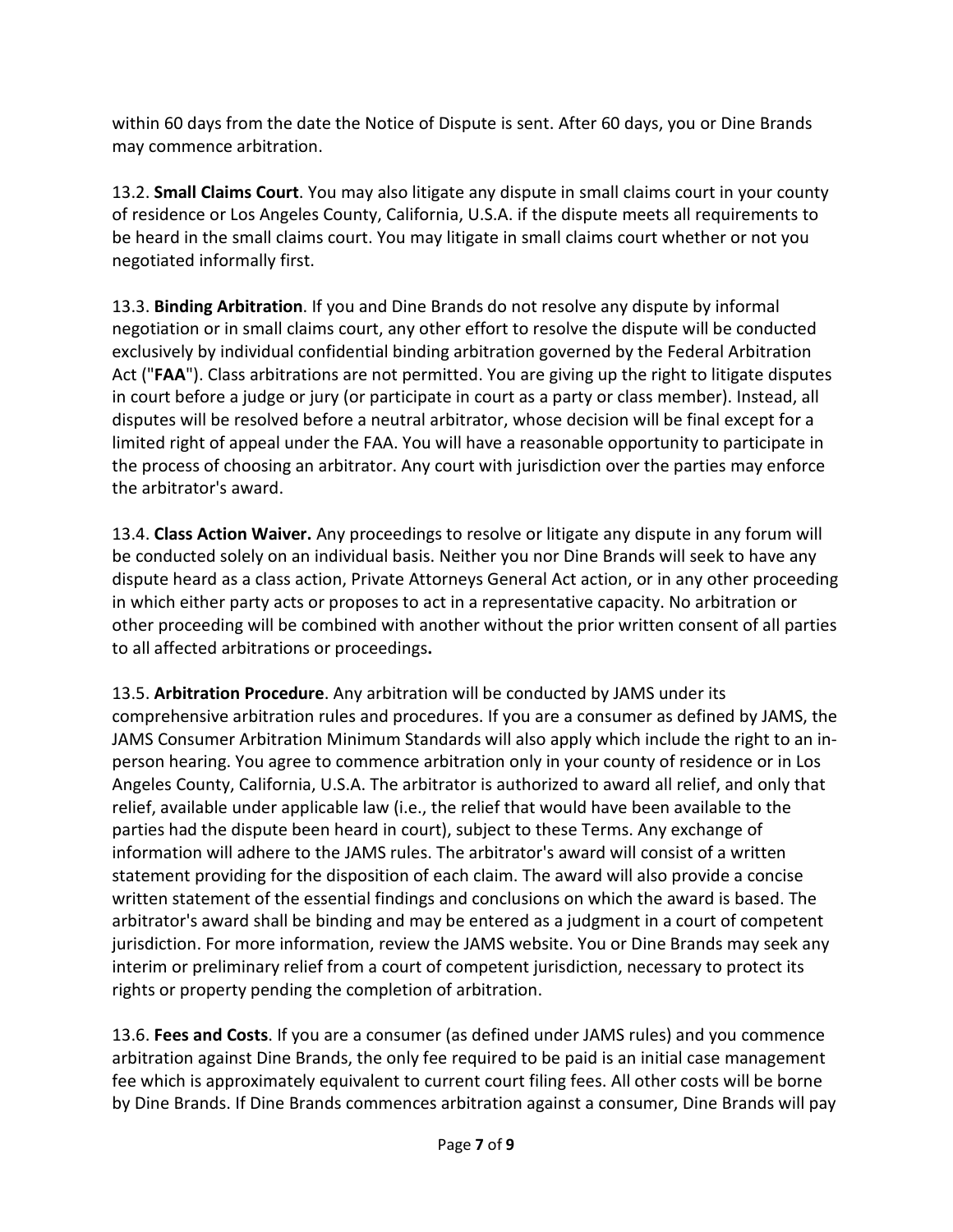within 60 days from the date the Notice of Dispute is sent. After 60 days, you or Dine Brands may commence arbitration.

13.2. **Small Claims Court**. You may also litigate any dispute in small claims court in your county of residence or Los Angeles County, California, U.S.A. if the dispute meets all requirements to be heard in the small claims court. You may litigate in small claims court whether or not you negotiated informally first.

13.3. **Binding Arbitration**. If you and Dine Brands do not resolve any dispute by informal negotiation or in small claims court, any other effort to resolve the dispute will be conducted exclusively by individual confidential binding arbitration governed by the Federal Arbitration Act ("**FAA**"). Class arbitrations are not permitted. You are giving up the right to litigate disputes in court before a judge or jury (or participate in court as a party or class member). Instead, all disputes will be resolved before a neutral arbitrator, whose decision will be final except for a limited right of appeal under the FAA. You will have a reasonable opportunity to participate in the process of choosing an arbitrator. Any court with jurisdiction over the parties may enforce the arbitrator's award.

13.4. **Class Action Waiver.** Any proceedings to resolve or litigate any dispute in any forum will be conducted solely on an individual basis. Neither you nor Dine Brands will seek to have any dispute heard as a class action, Private Attorneys General Act action, or in any other proceeding in which either party acts or proposes to act in a representative capacity. No arbitration or other proceeding will be combined with another without the prior written consent of all parties to all affected arbitrations or proceedings**.**

13.5. **Arbitration Procedure**. Any arbitration will be conducted by JAMS under its comprehensive arbitration rules and procedures. If you are a consumer as defined by JAMS, the JAMS Consumer Arbitration Minimum Standards will also apply which include the right to an in-person hearing. You agree to commence arbitration only in your county of residence or in Los Angeles County, California, U.S.A. The arbitrator is authorized to award all relief, and only that relief, available under applicable law (i.e., the relief that would have been available to the parties had the dispute been heard in court), subject to these Terms. Any exchange of information will adhere to the JAMS rules. The arbitrator's award will consist of a written statement providing for the disposition of each claim. The award will also provide a concise written statement of the essential findings and conclusions on which the award is based. The arbitrator's award shall be binding and may be entered as a judgment in a court of competent jurisdiction. For more information, review the JAMS website. You or Dine Brands may seek any interim or preliminary relief from a court of competent jurisdiction, necessary to protect its rights or property pending the completion of arbitration.

13.6. **Fees and Costs**. If you are a consumer (as defined under JAMS rules) and you commence arbitration against Dine Brands, the only fee required to be paid is an initial case management fee which is approximately equivalent to current court filing fees. All other costs will be borne by Dine Brands. If Dine Brands commences arbitration against a consumer, Dine Brands will pay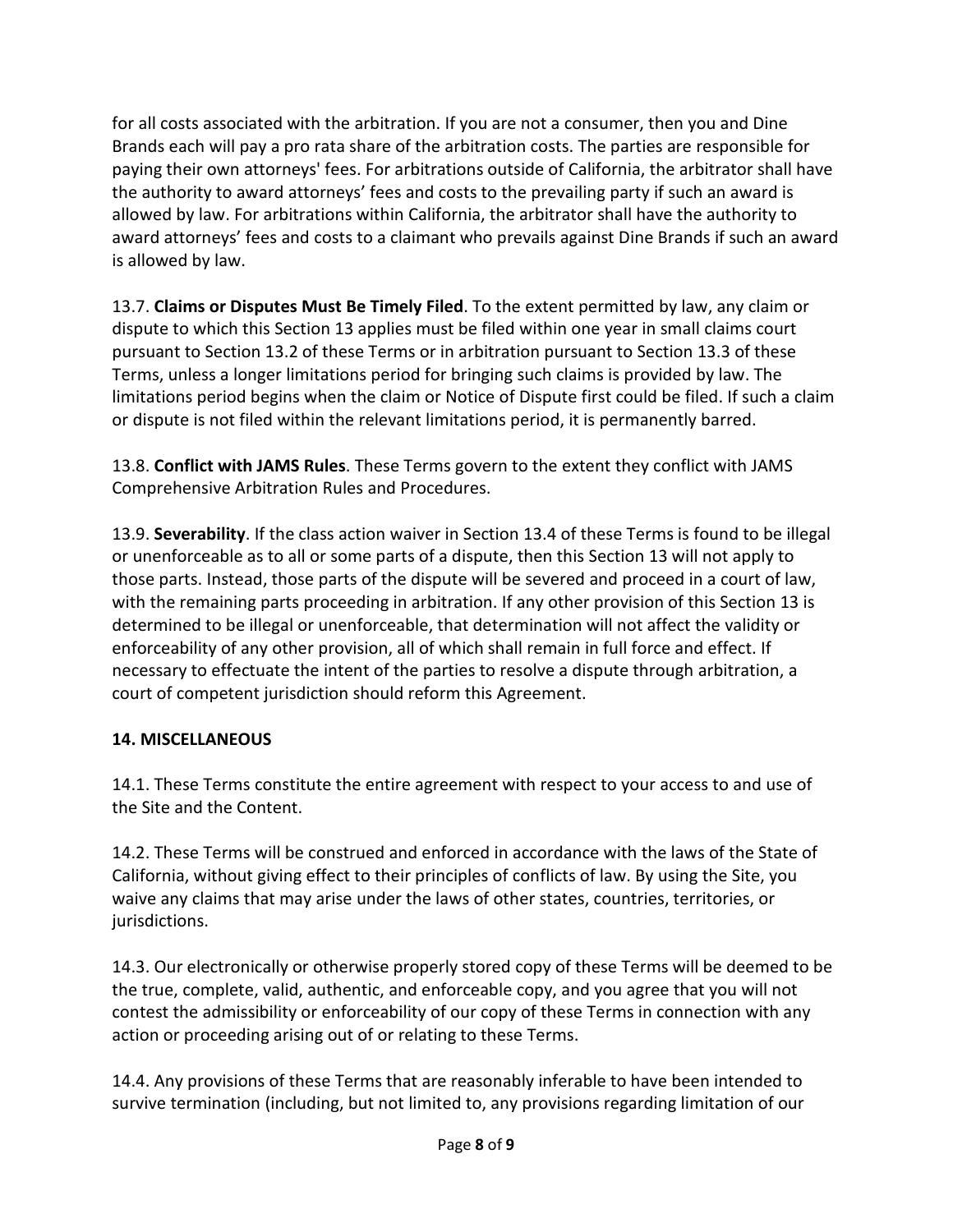for all costs associated with the arbitration. If you are not a consumer, then you and Dine Brands each will pay a pro rata share of the arbitration costs. The parties are responsible for paying their own attorneys' fees. For arbitrations outside of California, the arbitrator shall have the authority to award attorneys' fees and costs to the prevailing party if such an award is allowed by law. For arbitrations within California, the arbitrator shall have the authority to award attorneys' fees and costs to a claimant who prevails against Dine Brands if such an award is allowed by law.

13.7. **Claims or Disputes Must Be Timely Filed**. To the extent permitted by law, any claim or dispute to which this Section 13 applies must be filed within one year in small claims court pursuant to Section 13.2 of these Terms or in arbitration pursuant to Section 13.3 of these Terms, unless a longer limitations period for bringing such claims is provided by law. The limitations period begins when the claim or Notice of Dispute first could be filed. If such a claim or dispute is not filed within the relevant limitations period, it is permanently barred.

13.8. **Conflict with JAMS Rules**. These Terms govern to the extent they conflict with JAMS Comprehensive Arbitration Rules and Procedures.

13.9. **Severability**. If the class action waiver in Section 13.4 of these Terms is found to be illegal or unenforceable as to all or some parts of a dispute, then this Section 13 will not apply to those parts. Instead, those parts of the dispute will be severed and proceed in a court of law, with the remaining parts proceeding in arbitration. If any other provision of this Section 13 is determined to be illegal or unenforceable, that determination will not affect the validity or enforceability of any other provision, all of which shall remain in full force and effect. If necessary to effectuate the intent of the parties to resolve a dispute through arbitration, a court of competent jurisdiction should reform this Agreement.

## 14. MISCELLANEOUS

14.1. These Terms constitute the entire agreement with respect to your access to and use of the Site and the Content.

14.2. These Terms will be construed and enforced in accordance with the laws of the State of California, without giving effect to their principles of conflicts of law. By using the Site, you waive any claims that may arise under the laws of other states, countries, territories, or jurisdictions.

14.3. Our electronically or otherwise properly stored copy of these Terms will be deemed to be the true, complete, valid, authentic, and enforceable copy, and you agree that you will not contest the admissibility or enforceability of our copy of these Terms in connection with any action or proceeding arising out of or relating to these Terms.

14.4. Any provisions of these Terms that are reasonably inferable to have been intended to survive termination (including, but not limited to, any provisions regarding limitation of our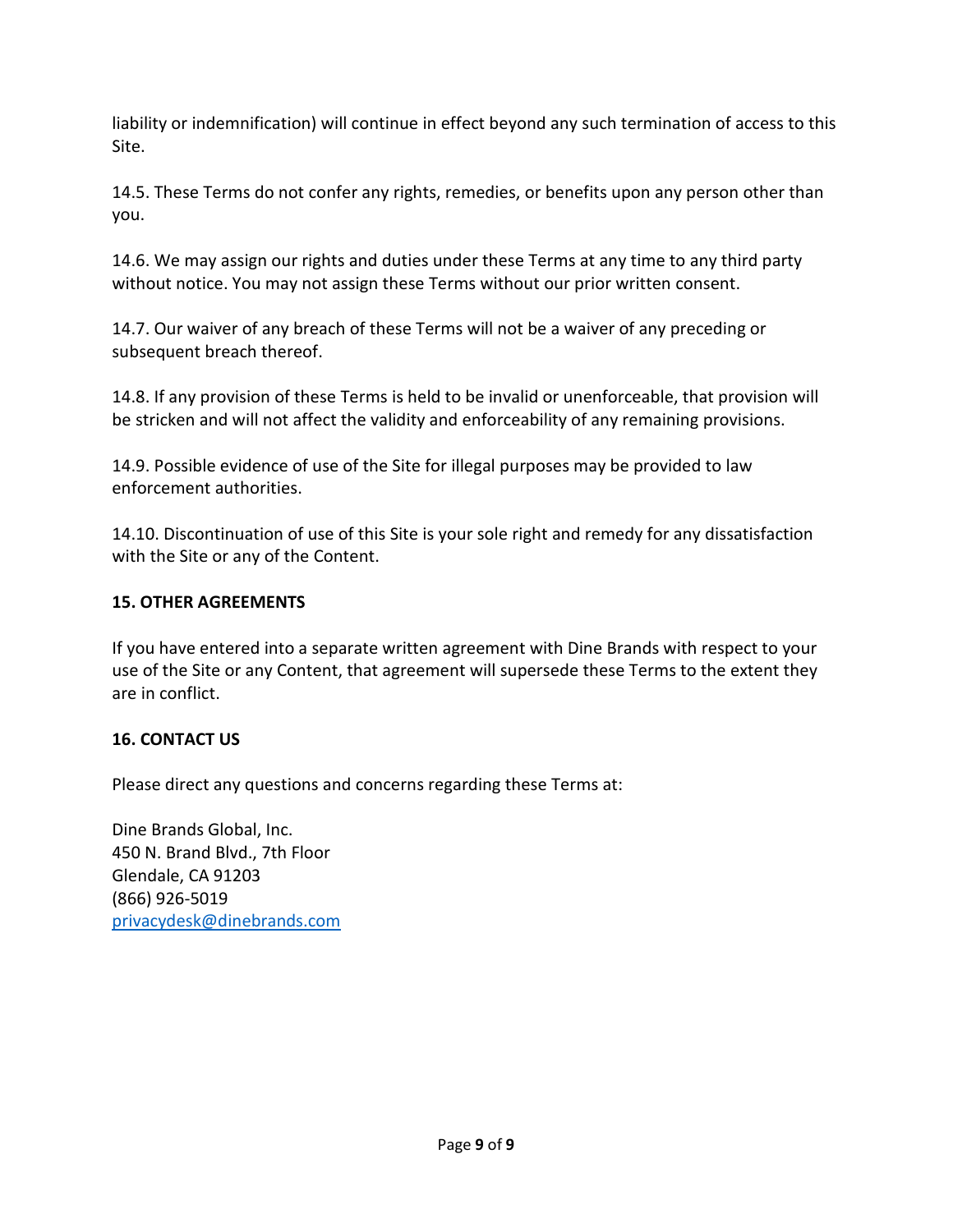liability or indemnification) will continue in effect beyond any such termination of access to this Site.

14.5. These Terms do not confer any rights, remedies, or benefits upon any person other than you.

14.6. We may assign our rights and duties under these Terms at any time to any third party without notice. You may not assign these Terms without our prior written consent.

14.7. Our waiver of any breach of these Terms will not be a waiver of any preceding or subsequent breach thereof.

14.8. If any provision of these Terms is held to be invalid or unenforceable, that provision will be stricken and will not affect the validity and enforceability of any remaining provisions.

14.9. Possible evidence of use of the Site for illegal purposes may be provided to law enforcement authorities.

14.10. Discontinuation of use of this Site is your sole right and remedy for any dissatisfaction with the Site or any of the Content.

**15. OTHER AGREEMENTS**

If you have entered into a separate written agreement with Dine Brands with respect to your use of the Site or any Content, that agreement will supersede these Terms to the extent they are in conflict.

**16. CONTACT US**

Please direct any questions and concerns regarding these Terms at:

Dine Brands Global, Inc.
450 N. Brand Blvd., 7th Floor
Glendale, CA 91203
(866) 926-5019
privacydesk@dinebrands.com